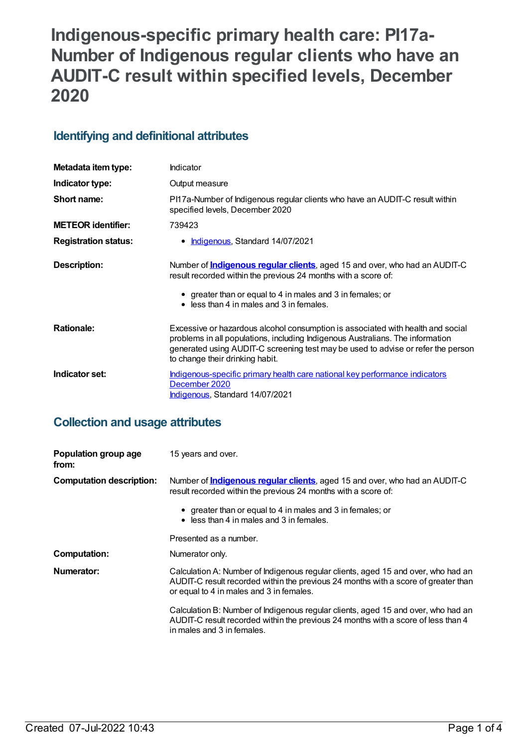# Indigenous-specific primary health care: PI17a-Number of Indigenous regular clients who have an AUDIT-C result within specified levels, December 2020

## Identifying and definitional attributes

| | |
|---|---|
| **Metadata item type:** | Indicator |
| **Indicator type:** | Output measure |
| **Short name:** | PI17a-Number of Indigenous regular clients who have an AUDIT-C result within specified levels, December 2020 |
| **METEOR identifier:** | 739423 |
| **Registration status:** | • Indigenous, Standard 14/07/2021 |
| **Description:** | Number of **Indigenous regular clients**, aged 15 and over, who had an AUDIT-C result recorded within the previous 24 months with a score of:<br>• greater than or equal to 4 in males and 3 in females; or<br>• less than 4 in males and 3 in females. |
| **Rationale:** | Excessive or hazardous alcohol consumption is associated with health and social problems in all populations, including Indigenous Australians. The information generated using AUDIT-C screening test may be used to advise or refer the person to change their drinking habit. |
| **Indicator set:** | Indigenous-specific primary health care national key performance indicators December 2020<br>Indigenous, Standard 14/07/2021 |

## Collection and usage attributes

| | |
|---|---|
| **Population group age from:** | 15 years and over. |
| **Computation description:** | Number of **Indigenous regular clients**, aged 15 and over, who had an AUDIT-C result recorded within the previous 24 months with a score of:<br>• greater than or equal to 4 in males and 3 in females; or<br>• less than 4 in males and 3 in females.<br><br>Presented as a number. |
| **Computation:** | Numerator only. |
| **Numerator:** | Calculation A: Number of Indigenous regular clients, aged 15 and over, who had an AUDIT-C result recorded within the previous 24 months with a score of greater than or equal to 4 in males and 3 in females.<br><br>Calculation B: Number of Indigenous regular clients, aged 15 and over, who had an AUDIT-C result recorded within the previous 24 months with a score of less than 4 in males and 3 in females. |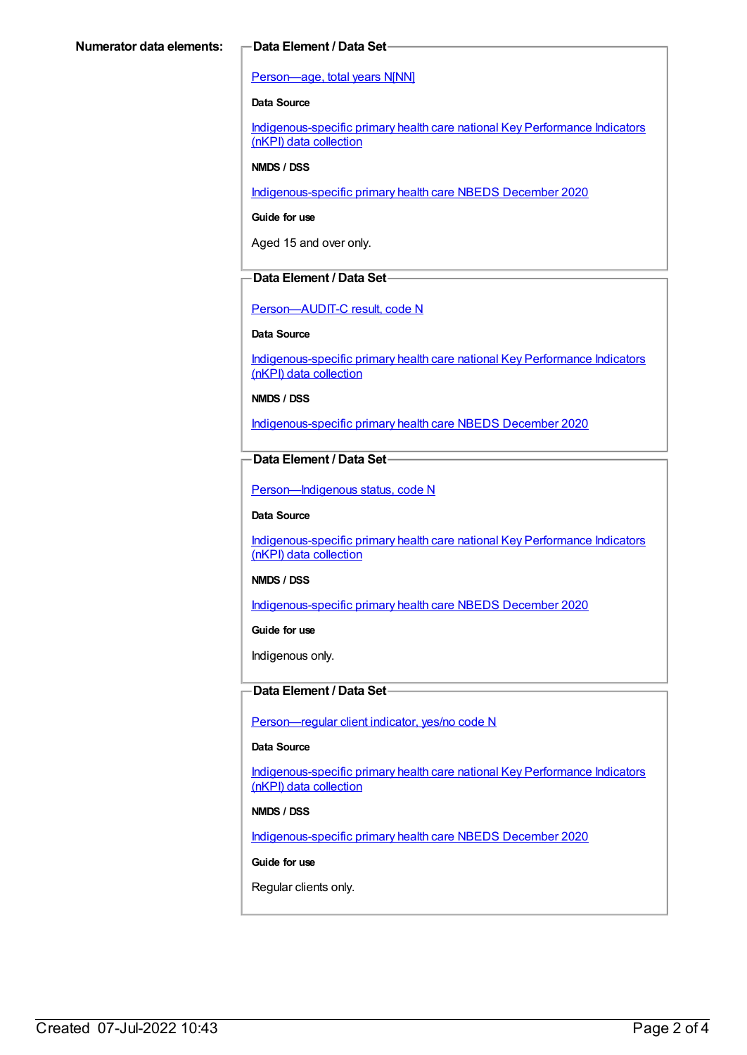**Numerator data elements:**

**Data Element / Data Set**

[Person—age, total years N[NN]]

**Data Source**

Indigenous-specific primary health care national Key Performance Indicators (nKPI) data collection

**NMDS / DSS**

Indigenous-specific primary health care NBEDS December 2020

**Guide for use**

Aged 15 and over only.

**Data Element / Data Set**

Person—AUDIT-C result, code N

**Data Source**

Indigenous-specific primary health care national Key Performance Indicators (nKPI) data collection

**NMDS / DSS**

Indigenous-specific primary health care NBEDS December 2020

**Data Element / Data Set**

Person—Indigenous status, code N

**Data Source**

Indigenous-specific primary health care national Key Performance Indicators (nKPI) data collection

**NMDS / DSS**

Indigenous-specific primary health care NBEDS December 2020

**Guide for use**

Indigenous only.

**Data Element / Data Set**

Person—regular client indicator, yes/no code N

**Data Source**

Indigenous-specific primary health care national Key Performance Indicators (nKPI) data collection

**NMDS / DSS**

Indigenous-specific primary health care NBEDS December 2020

**Guide for use**

Regular clients only.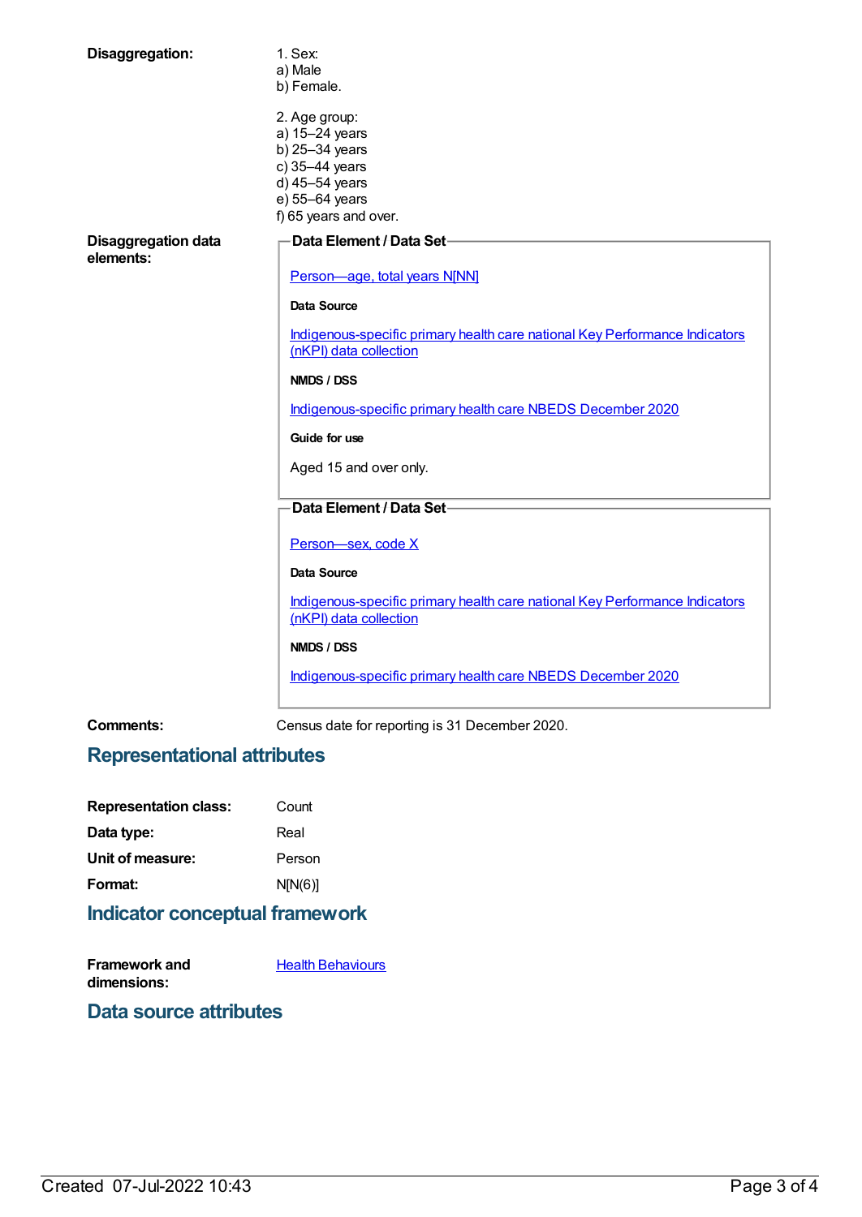**Disaggregation:**

1. Sex:
a) Male
b) Female.

2. Age group:
a) 15–24 years
b) 25–34 years
c) 35–44 years
d) 45–54 years
e) 55–64 years
f) 65 years and over.

**Disaggregation data elements:**

**Data Element / Data Set**

Person—age, total years N[NN]

**Data Source**

Indigenous-specific primary health care national Key Performance Indicators (nKPI) data collection

**NMDS / DSS**

Indigenous-specific primary health care NBEDS December 2020

**Guide for use**

Aged 15 and over only.

**Data Element / Data Set**

Person—sex, code X

**Data Source**

Indigenous-specific primary health care national Key Performance Indicators (nKPI) data collection

**NMDS / DSS**

Indigenous-specific primary health care NBEDS December 2020

**Comments:** Census date for reporting is 31 December 2020.

## Representational attributes

**Representation class:** Count

**Data type:** Real

**Unit of measure:** Person

**Format:** N[N(6)]

## Indicator conceptual framework

**Framework and dimensions:** Health Behaviours

## Data source attributes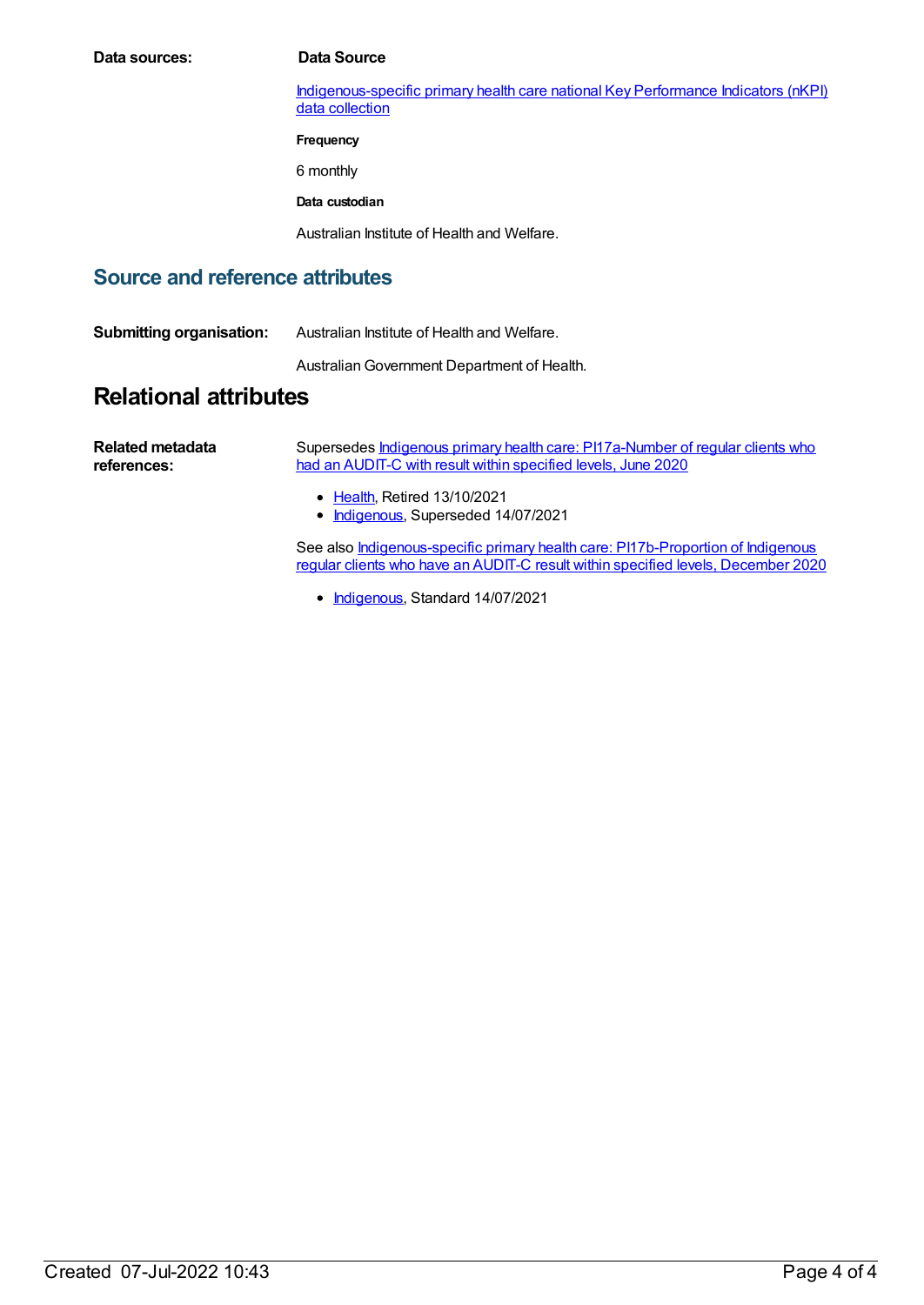**Data sources:**

**Data Source**

Indigenous-specific primary health care national Key Performance Indicators (nKPI) data collection

**Frequency**

6 monthly

**Data custodian**

Australian Institute of Health and Welfare.

## Source and reference attributes

**Submitting organisation:** Australian Institute of Health and Welfare.

Australian Government Department of Health.

# Relational attributes

**Related metadata references:**

Supersedes Indigenous primary health care: PI17a-Number of regular clients who had an AUDIT-C with result within specified levels, June 2020

- Health, Retired 13/10/2021
- Indigenous, Superseded 14/07/2021

See also Indigenous-specific primary health care: PI17b-Proportion of Indigenous regular clients who have an AUDIT-C result within specified levels, December 2020

- Indigenous, Standard 14/07/2021